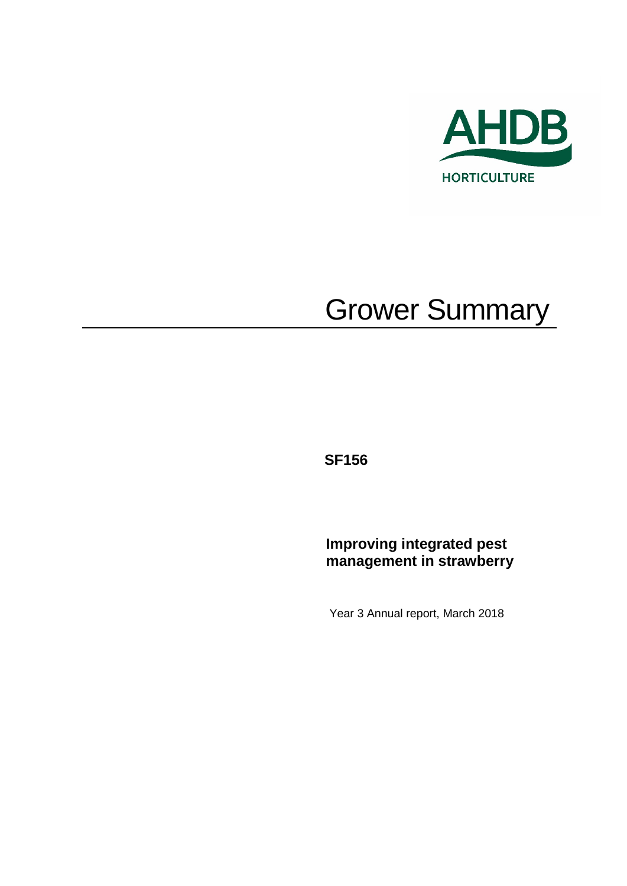AHDB

HORTICULTURE

# Grower Summary

**SF156**

**Improving integrated pest management in strawberry**

Year 3 Annual report, March 2018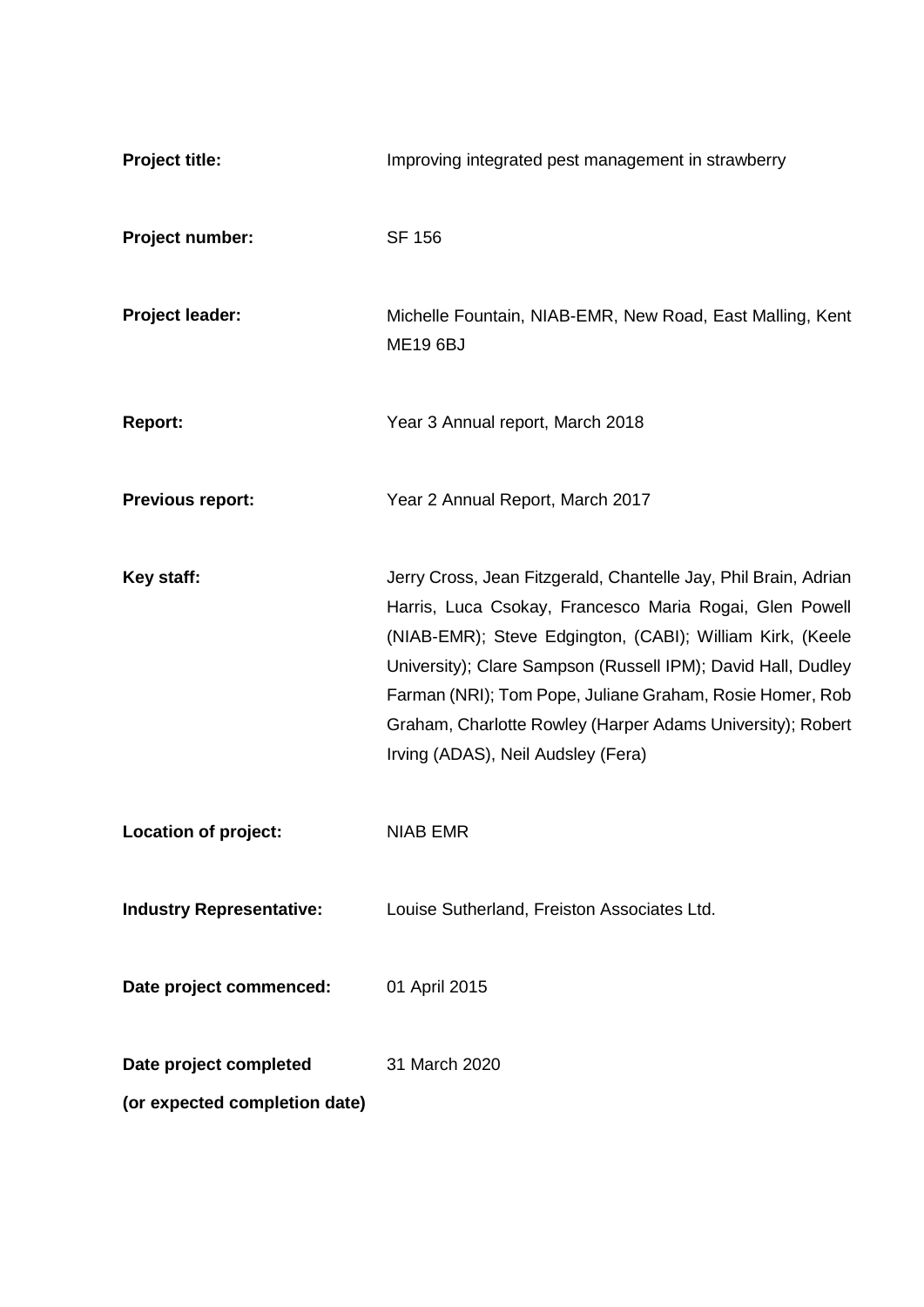| | |
|---|---|
| **Project title:** | Improving integrated pest management in strawberry |
| **Project number:** | SF 156 |
| **Project leader:** | Michelle Fountain, NIAB-EMR, New Road, East Malling, Kent ME19 6BJ |
| **Report:** | Year 3 Annual report, March 2018 |
| **Previous report:** | Year 2 Annual Report, March 2017 |
| **Key staff:** | Jerry Cross, Jean Fitzgerald, Chantelle Jay, Phil Brain, Adrian Harris, Luca Csokay, Francesco Maria Rogai, Glen Powell (NIAB-EMR); Steve Edgington, (CABI); William Kirk, (Keele University); Clare Sampson (Russell IPM); David Hall, Dudley Farman (NRI); Tom Pope, Juliane Graham, Rosie Homer, Rob Graham, Charlotte Rowley (Harper Adams University); Robert Irving (ADAS), Neil Audsley (Fera) |
| **Location of project:** | NIAB EMR |
| **Industry Representative:** | Louise Sutherland, Freiston Associates Ltd. |
| **Date project commenced:** | 01 April 2015 |
| **Date project completed (or expected completion date)** | 31 March 2020 |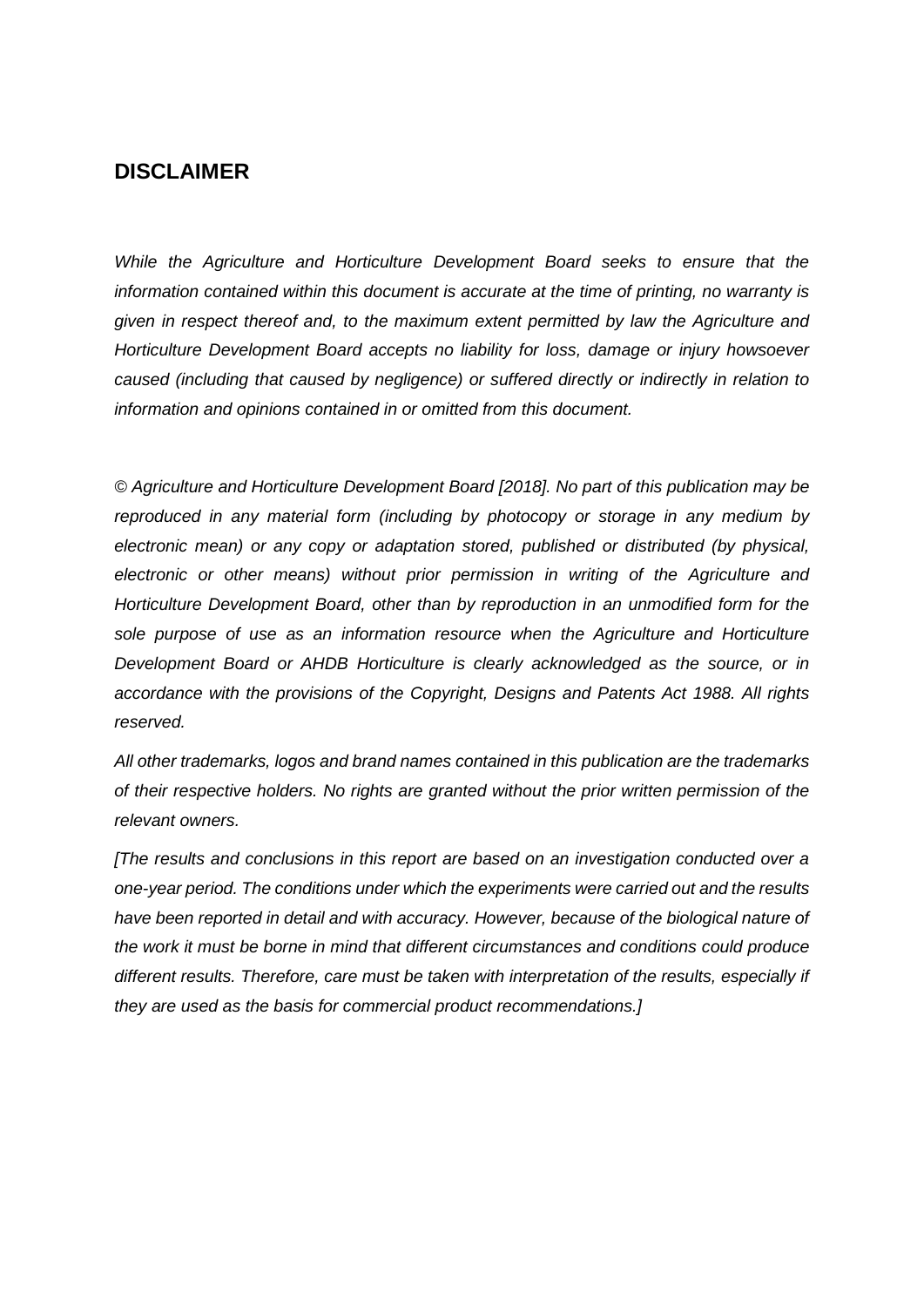## DISCLAIMER

*While the Agriculture and Horticulture Development Board seeks to ensure that the information contained within this document is accurate at the time of printing, no warranty is given in respect thereof and, to the maximum extent permitted by law the Agriculture and Horticulture Development Board accepts no liability for loss, damage or injury howsoever caused (including that caused by negligence) or suffered directly or indirectly in relation to information and opinions contained in or omitted from this document.*

*© Agriculture and Horticulture Development Board [2018]. No part of this publication may be reproduced in any material form (including by photocopy or storage in any medium by electronic mean) or any copy or adaptation stored, published or distributed (by physical, electronic or other means) without prior permission in writing of the Agriculture and Horticulture Development Board, other than by reproduction in an unmodified form for the sole purpose of use as an information resource when the Agriculture and Horticulture Development Board or AHDB Horticulture is clearly acknowledged as the source, or in accordance with the provisions of the Copyright, Designs and Patents Act 1988. All rights reserved.*

*All other trademarks, logos and brand names contained in this publication are the trademarks of their respective holders. No rights are granted without the prior written permission of the relevant owners.*

*[The results and conclusions in this report are based on an investigation conducted over a one-year period. The conditions under which the experiments were carried out and the results have been reported in detail and with accuracy. However, because of the biological nature of the work it must be borne in mind that different circumstances and conditions could produce different results. Therefore, care must be taken with interpretation of the results, especially if they are used as the basis for commercial product recommendations.]*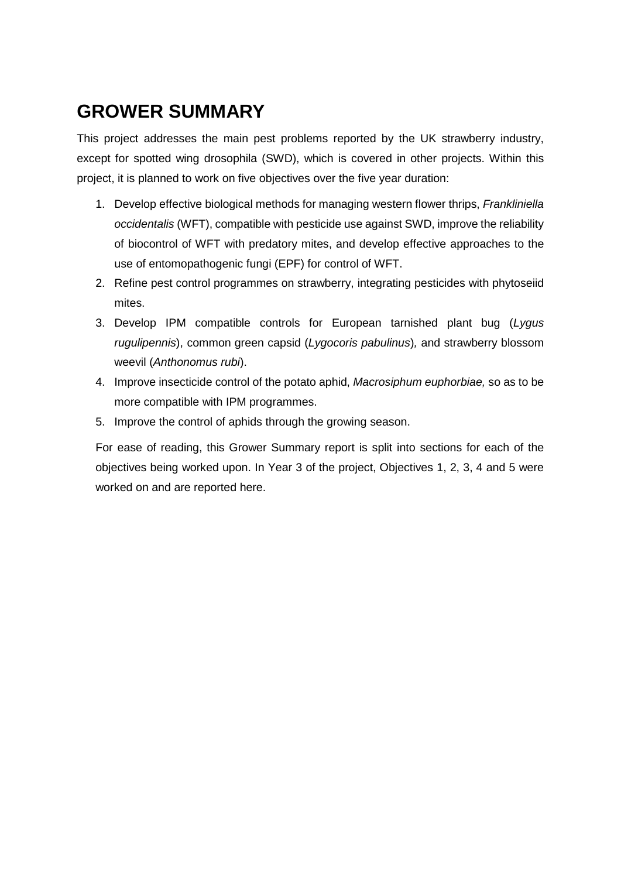# GROWER SUMMARY

This project addresses the main pest problems reported by the UK strawberry industry, except for spotted wing drosophila (SWD), which is covered in other projects. Within this project, it is planned to work on five objectives over the five year duration:

1. Develop effective biological methods for managing western flower thrips, *Frankliniella occidentalis* (WFT), compatible with pesticide use against SWD, improve the reliability of biocontrol of WFT with predatory mites, and develop effective approaches to the use of entomopathogenic fungi (EPF) for control of WFT.
2. Refine pest control programmes on strawberry, integrating pesticides with phytoseiid mites.
3. Develop IPM compatible controls for European tarnished plant bug (*Lygus rugulipennis*), common green capsid (*Lygocoris pabulinus*), and strawberry blossom weevil (*Anthonomus rubi*).
4. Improve insecticide control of the potato aphid, *Macrosiphum euphorbiae,* so as to be more compatible with IPM programmes.
5. Improve the control of aphids through the growing season.

For ease of reading, this Grower Summary report is split into sections for each of the objectives being worked upon. In Year 3 of the project, Objectives 1, 2, 3, 4 and 5 were worked on and are reported here.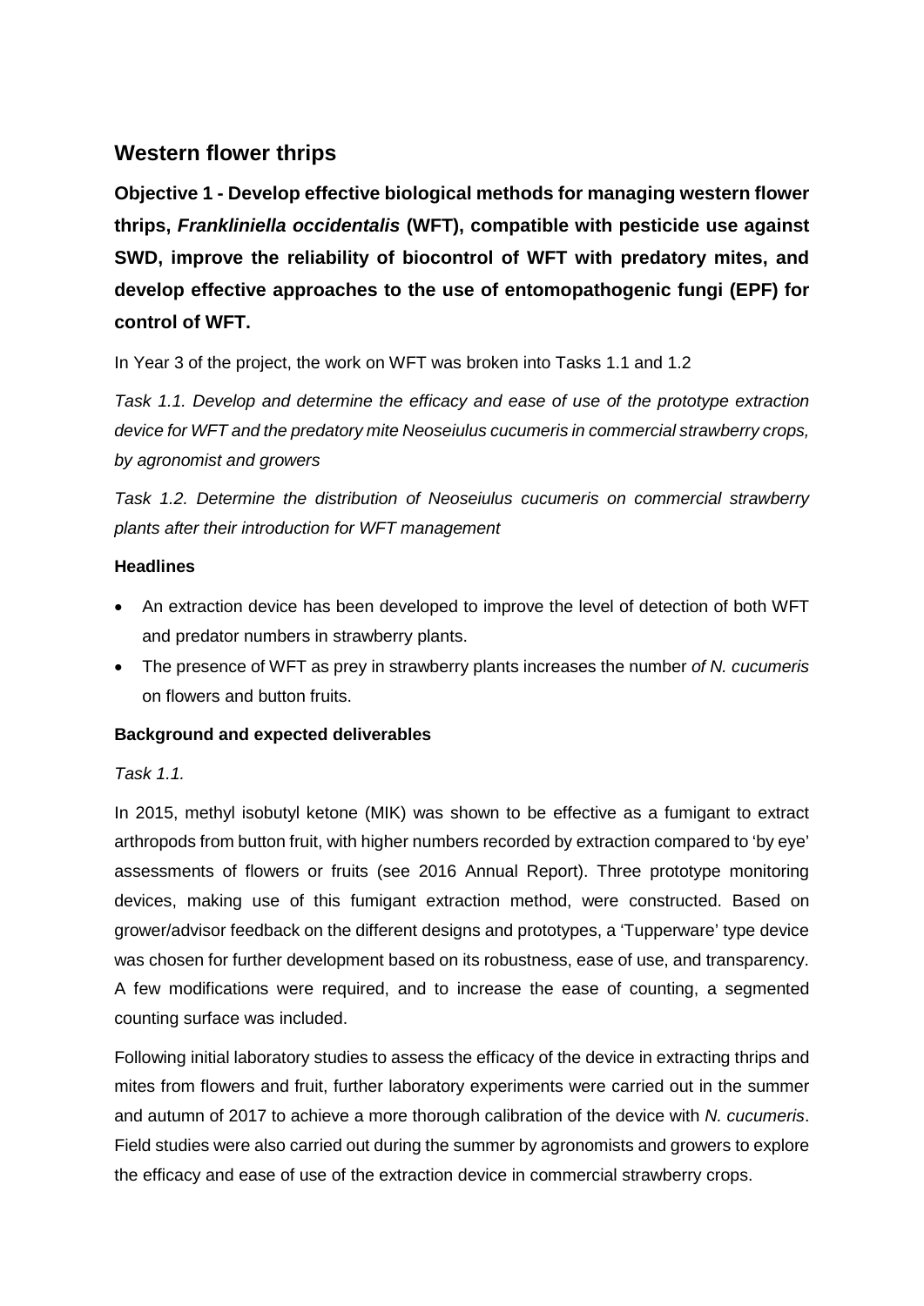## Western flower thrips

**Objective 1 - Develop effective biological methods for managing western flower thrips, *Frankliniella occidentalis* (WFT), compatible with pesticide use against SWD, improve the reliability of biocontrol of WFT with predatory mites, and develop effective approaches to the use of entomopathogenic fungi (EPF) for control of WFT.**

In Year 3 of the project, the work on WFT was broken into Tasks 1.1 and 1.2

*Task 1.1. Develop and determine the efficacy and ease of use of the prototype extraction device for WFT and the predatory mite Neoseiulus cucumeris in commercial strawberry crops, by agronomist and growers*

*Task 1.2. Determine the distribution of Neoseiulus cucumeris on commercial strawberry plants after their introduction for WFT management*

**Headlines**

- An extraction device has been developed to improve the level of detection of both WFT and predator numbers in strawberry plants.
- The presence of WFT as prey in strawberry plants increases the number *of N. cucumeris* on flowers and button fruits.

**Background and expected deliverables**

*Task 1.1.*

In 2015, methyl isobutyl ketone (MIK) was shown to be effective as a fumigant to extract arthropods from button fruit, with higher numbers recorded by extraction compared to 'by eye' assessments of flowers or fruits (see 2016 Annual Report). Three prototype monitoring devices, making use of this fumigant extraction method, were constructed. Based on grower/advisor feedback on the different designs and prototypes, a 'Tupperware' type device was chosen for further development based on its robustness, ease of use, and transparency. A few modifications were required, and to increase the ease of counting, a segmented counting surface was included.

Following initial laboratory studies to assess the efficacy of the device in extracting thrips and mites from flowers and fruit, further laboratory experiments were carried out in the summer and autumn of 2017 to achieve a more thorough calibration of the device with *N. cucumeris*. Field studies were also carried out during the summer by agronomists and growers to explore the efficacy and ease of use of the extraction device in commercial strawberry crops.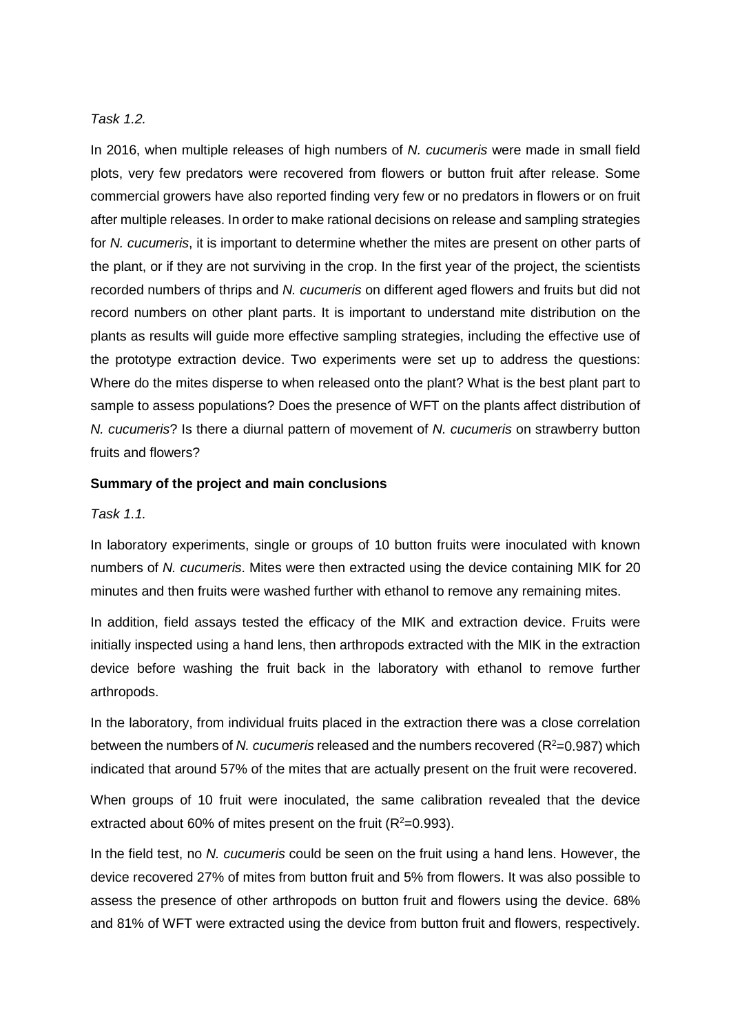*Task 1.2.*

In 2016, when multiple releases of high numbers of *N. cucumeris* were made in small field plots, very few predators were recovered from flowers or button fruit after release. Some commercial growers have also reported finding very few or no predators in flowers or on fruit after multiple releases. In order to make rational decisions on release and sampling strategies for *N. cucumeris*, it is important to determine whether the mites are present on other parts of the plant, or if they are not surviving in the crop. In the first year of the project, the scientists recorded numbers of thrips and *N. cucumeris* on different aged flowers and fruits but did not record numbers on other plant parts. It is important to understand mite distribution on the plants as results will guide more effective sampling strategies, including the effective use of the prototype extraction device. Two experiments were set up to address the questions: Where do the mites disperse to when released onto the plant? What is the best plant part to sample to assess populations? Does the presence of WFT on the plants affect distribution of *N. cucumeris*? Is there a diurnal pattern of movement of *N. cucumeris* on strawberry button fruits and flowers?

**Summary of the project and main conclusions**

*Task 1.1.*

In laboratory experiments, single or groups of 10 button fruits were inoculated with known numbers of *N. cucumeris*. Mites were then extracted using the device containing MIK for 20 minutes and then fruits were washed further with ethanol to remove any remaining mites.

In addition, field assays tested the efficacy of the MIK and extraction device. Fruits were initially inspected using a hand lens, then arthropods extracted with the MIK in the extraction device before washing the fruit back in the laboratory with ethanol to remove further arthropods.

In the laboratory, from individual fruits placed in the extraction there was a close correlation between the numbers of *N. cucumeris* released and the numbers recovered ($R^2$=0.987) which indicated that around 57% of the mites that are actually present on the fruit were recovered.

When groups of 10 fruit were inoculated, the same calibration revealed that the device extracted about 60% of mites present on the fruit ($R^2$=0.993).

In the field test, no *N. cucumeris* could be seen on the fruit using a hand lens. However, the device recovered 27% of mites from button fruit and 5% from flowers. It was also possible to assess the presence of other arthropods on button fruit and flowers using the device. 68% and 81% of WFT were extracted using the device from button fruit and flowers, respectively.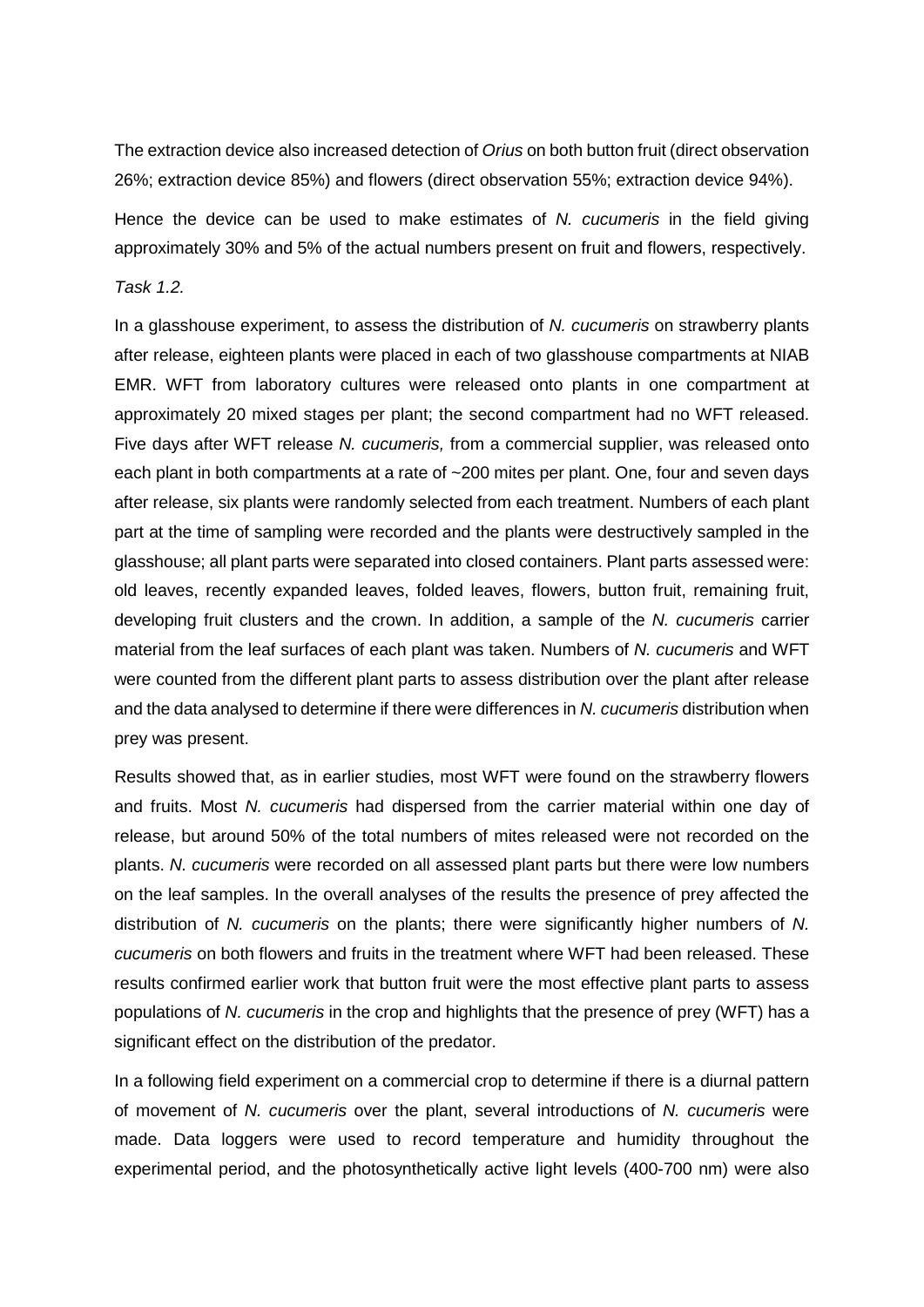The extraction device also increased detection of *Orius* on both button fruit (direct observation 26%; extraction device 85%) and flowers (direct observation 55%; extraction device 94%).

Hence the device can be used to make estimates of *N. cucumeris* in the field giving approximately 30% and 5% of the actual numbers present on fruit and flowers, respectively.

*Task 1.2.*

In a glasshouse experiment, to assess the distribution of *N. cucumeris* on strawberry plants after release, eighteen plants were placed in each of two glasshouse compartments at NIAB EMR. WFT from laboratory cultures were released onto plants in one compartment at approximately 20 mixed stages per plant; the second compartment had no WFT released. Five days after WFT release *N. cucumeris,* from a commercial supplier, was released onto each plant in both compartments at a rate of ~200 mites per plant. One, four and seven days after release, six plants were randomly selected from each treatment. Numbers of each plant part at the time of sampling were recorded and the plants were destructively sampled in the glasshouse; all plant parts were separated into closed containers. Plant parts assessed were: old leaves, recently expanded leaves, folded leaves, flowers, button fruit, remaining fruit, developing fruit clusters and the crown. In addition, a sample of the *N. cucumeris* carrier material from the leaf surfaces of each plant was taken. Numbers of *N. cucumeris* and WFT were counted from the different plant parts to assess distribution over the plant after release and the data analysed to determine if there were differences in *N. cucumeris* distribution when prey was present.

Results showed that, as in earlier studies, most WFT were found on the strawberry flowers and fruits. Most *N. cucumeris* had dispersed from the carrier material within one day of release, but around 50% of the total numbers of mites released were not recorded on the plants. *N. cucumeris* were recorded on all assessed plant parts but there were low numbers on the leaf samples. In the overall analyses of the results the presence of prey affected the distribution of *N. cucumeris* on the plants; there were significantly higher numbers of *N. cucumeris* on both flowers and fruits in the treatment where WFT had been released. These results confirmed earlier work that button fruit were the most effective plant parts to assess populations of *N. cucumeris* in the crop and highlights that the presence of prey (WFT) has a significant effect on the distribution of the predator.

In a following field experiment on a commercial crop to determine if there is a diurnal pattern of movement of *N. cucumeris* over the plant, several introductions of *N. cucumeris* were made. Data loggers were used to record temperature and humidity throughout the experimental period, and the photosynthetically active light levels (400-700 nm) were also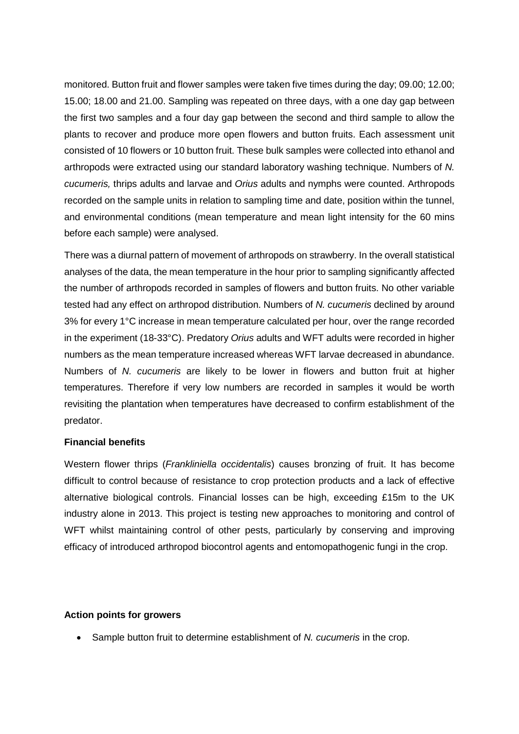monitored. Button fruit and flower samples were taken five times during the day; 09.00; 12.00; 15.00; 18.00 and 21.00. Sampling was repeated on three days, with a one day gap between the first two samples and a four day gap between the second and third sample to allow the plants to recover and produce more open flowers and button fruits. Each assessment unit consisted of 10 flowers or 10 button fruit. These bulk samples were collected into ethanol and arthropods were extracted using our standard laboratory washing technique. Numbers of *N. cucumeris,* thrips adults and larvae and *Orius* adults and nymphs were counted. Arthropods recorded on the sample units in relation to sampling time and date, position within the tunnel, and environmental conditions (mean temperature and mean light intensity for the 60 mins before each sample) were analysed.

There was a diurnal pattern of movement of arthropods on strawberry. In the overall statistical analyses of the data, the mean temperature in the hour prior to sampling significantly affected the number of arthropods recorded in samples of flowers and button fruits. No other variable tested had any effect on arthropod distribution. Numbers of *N. cucumeris* declined by around 3% for every 1°C increase in mean temperature calculated per hour, over the range recorded in the experiment (18-33°C). Predatory *Orius* adults and WFT adults were recorded in higher numbers as the mean temperature increased whereas WFT larvae decreased in abundance. Numbers of *N. cucumeris* are likely to be lower in flowers and button fruit at higher temperatures. Therefore if very low numbers are recorded in samples it would be worth revisiting the plantation when temperatures have decreased to confirm establishment of the predator.

**Financial benefits**

Western flower thrips (*Frankliniella occidentalis*) causes bronzing of fruit. It has become difficult to control because of resistance to crop protection products and a lack of effective alternative biological controls. Financial losses can be high, exceeding £15m to the UK industry alone in 2013. This project is testing new approaches to monitoring and control of WFT whilst maintaining control of other pests, particularly by conserving and improving efficacy of introduced arthropod biocontrol agents and entomopathogenic fungi in the crop.

**Action points for growers**

- Sample button fruit to determine establishment of *N. cucumeris* in the crop.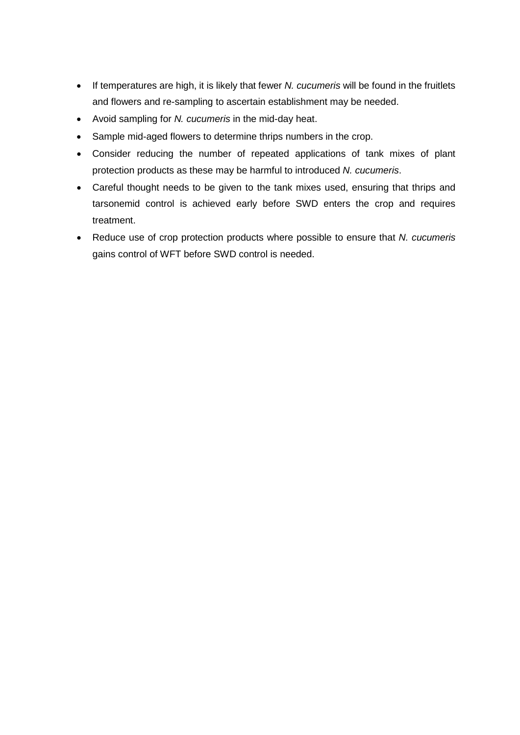- If temperatures are high, it is likely that fewer *N. cucumeris* will be found in the fruitlets and flowers and re-sampling to ascertain establishment may be needed.
- Avoid sampling for *N. cucumeris* in the mid-day heat.
- Sample mid-aged flowers to determine thrips numbers in the crop.
- Consider reducing the number of repeated applications of tank mixes of plant protection products as these may be harmful to introduced *N. cucumeris*.
- Careful thought needs to be given to the tank mixes used, ensuring that thrips and tarsonemid control is achieved early before SWD enters the crop and requires treatment.
- Reduce use of crop protection products where possible to ensure that *N. cucumeris* gains control of WFT before SWD control is needed.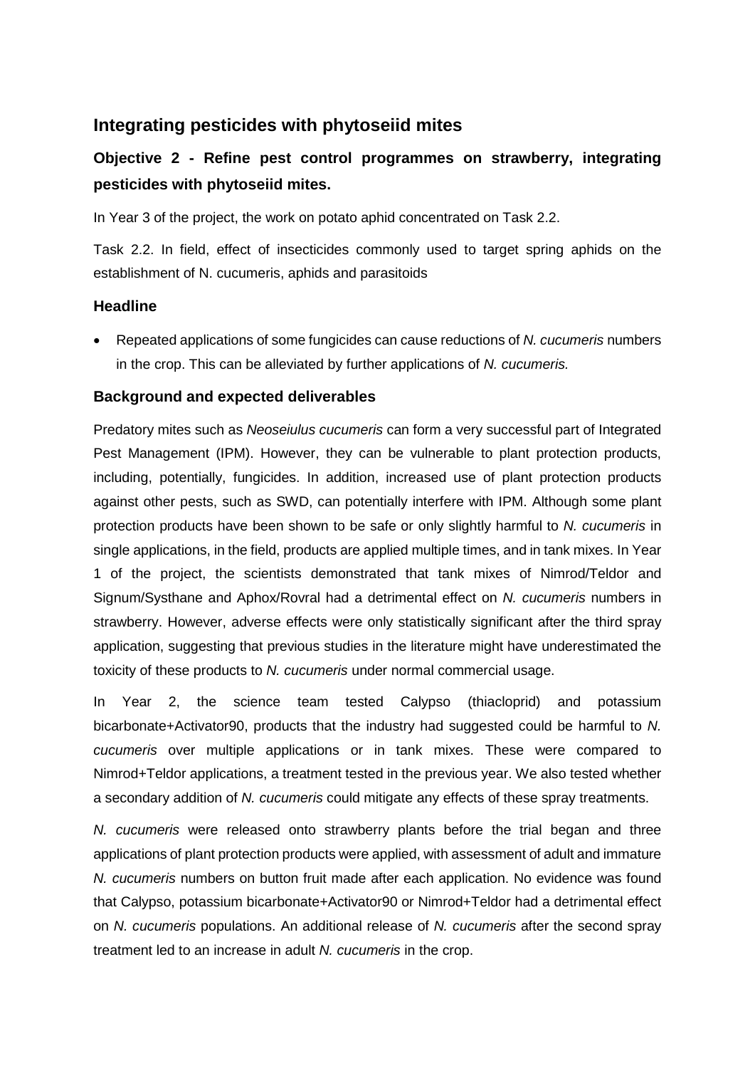## Integrating pesticides with phytoseiid mites

### Objective 2 - Refine pest control programmes on strawberry, integrating pesticides with phytoseiid mites.

In Year 3 of the project, the work on potato aphid concentrated on Task 2.2.

Task 2.2. In field, effect of insecticides commonly used to target spring aphids on the establishment of N. cucumeris, aphids and parasitoids

#### Headline

- Repeated applications of some fungicides can cause reductions of *N. cucumeris* numbers in the crop. This can be alleviated by further applications of *N. cucumeris.*

#### Background and expected deliverables

Predatory mites such as *Neoseiulus cucumeris* can form a very successful part of Integrated Pest Management (IPM). However, they can be vulnerable to plant protection products, including, potentially, fungicides. In addition, increased use of plant protection products against other pests, such as SWD, can potentially interfere with IPM. Although some plant protection products have been shown to be safe or only slightly harmful to *N. cucumeris* in single applications, in the field, products are applied multiple times, and in tank mixes. In Year 1 of the project, the scientists demonstrated that tank mixes of Nimrod/Teldor and Signum/Systhane and Aphox/Rovral had a detrimental effect on *N. cucumeris* numbers in strawberry. However, adverse effects were only statistically significant after the third spray application, suggesting that previous studies in the literature might have underestimated the toxicity of these products to *N. cucumeris* under normal commercial usage.

In Year 2, the science team tested Calypso (thiacloprid) and potassium bicarbonate+Activator90, products that the industry had suggested could be harmful to *N. cucumeris* over multiple applications or in tank mixes. These were compared to Nimrod+Teldor applications, a treatment tested in the previous year. We also tested whether a secondary addition of *N. cucumeris* could mitigate any effects of these spray treatments.

*N. cucumeris* were released onto strawberry plants before the trial began and three applications of plant protection products were applied, with assessment of adult and immature *N. cucumeris* numbers on button fruit made after each application. No evidence was found that Calypso, potassium bicarbonate+Activator90 or Nimrod+Teldor had a detrimental effect on *N. cucumeris* populations. An additional release of *N. cucumeris* after the second spray treatment led to an increase in adult *N. cucumeris* in the crop.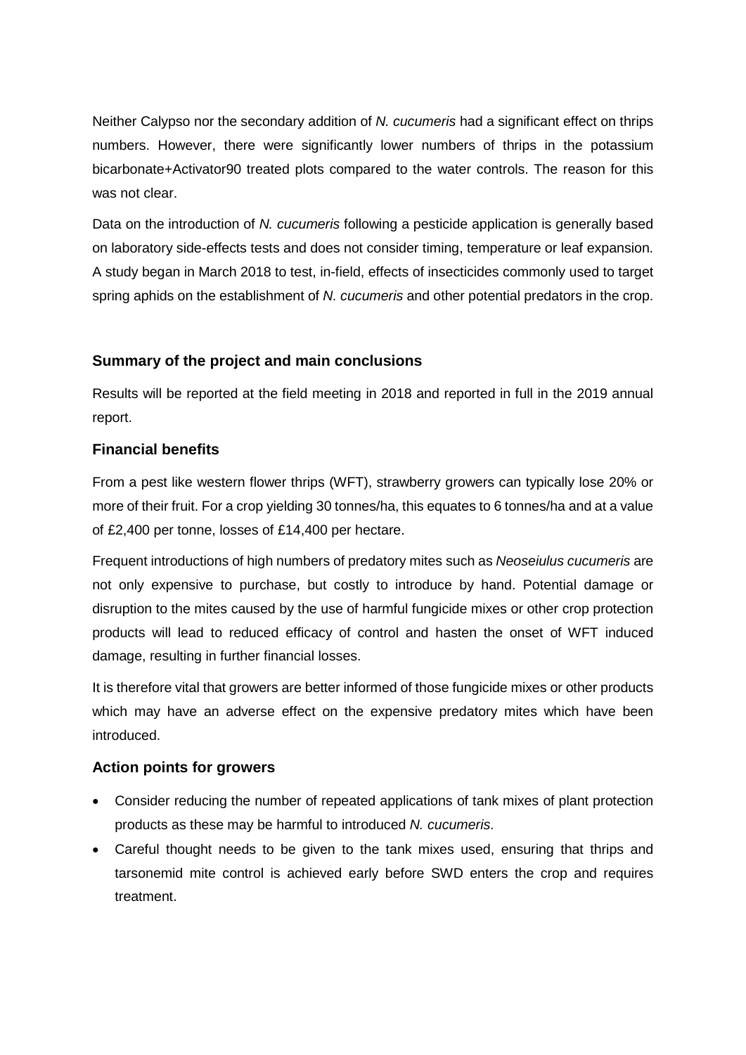Neither Calypso nor the secondary addition of *N. cucumeris* had a significant effect on thrips numbers. However, there were significantly lower numbers of thrips in the potassium bicarbonate+Activator90 treated plots compared to the water controls. The reason for this was not clear.

Data on the introduction of *N. cucumeris* following a pesticide application is generally based on laboratory side-effects tests and does not consider timing, temperature or leaf expansion. A study began in March 2018 to test, in-field, effects of insecticides commonly used to target spring aphids on the establishment of *N. cucumeris* and other potential predators in the crop.

## Summary of the project and main conclusions

Results will be reported at the field meeting in 2018 and reported in full in the 2019 annual report.

### Financial benefits

From a pest like western flower thrips (WFT), strawberry growers can typically lose 20% or more of their fruit. For a crop yielding 30 tonnes/ha, this equates to 6 tonnes/ha and at a value of £2,400 per tonne, losses of £14,400 per hectare.

Frequent introductions of high numbers of predatory mites such as *Neoseiulus cucumeris* are not only expensive to purchase, but costly to introduce by hand. Potential damage or disruption to the mites caused by the use of harmful fungicide mixes or other crop protection products will lead to reduced efficacy of control and hasten the onset of WFT induced damage, resulting in further financial losses.

It is therefore vital that growers are better informed of those fungicide mixes or other products which may have an adverse effect on the expensive predatory mites which have been introduced.

### Action points for growers

- Consider reducing the number of repeated applications of tank mixes of plant protection products as these may be harmful to introduced *N. cucumeris*.
- Careful thought needs to be given to the tank mixes used, ensuring that thrips and tarsonemid mite control is achieved early before SWD enters the crop and requires treatment.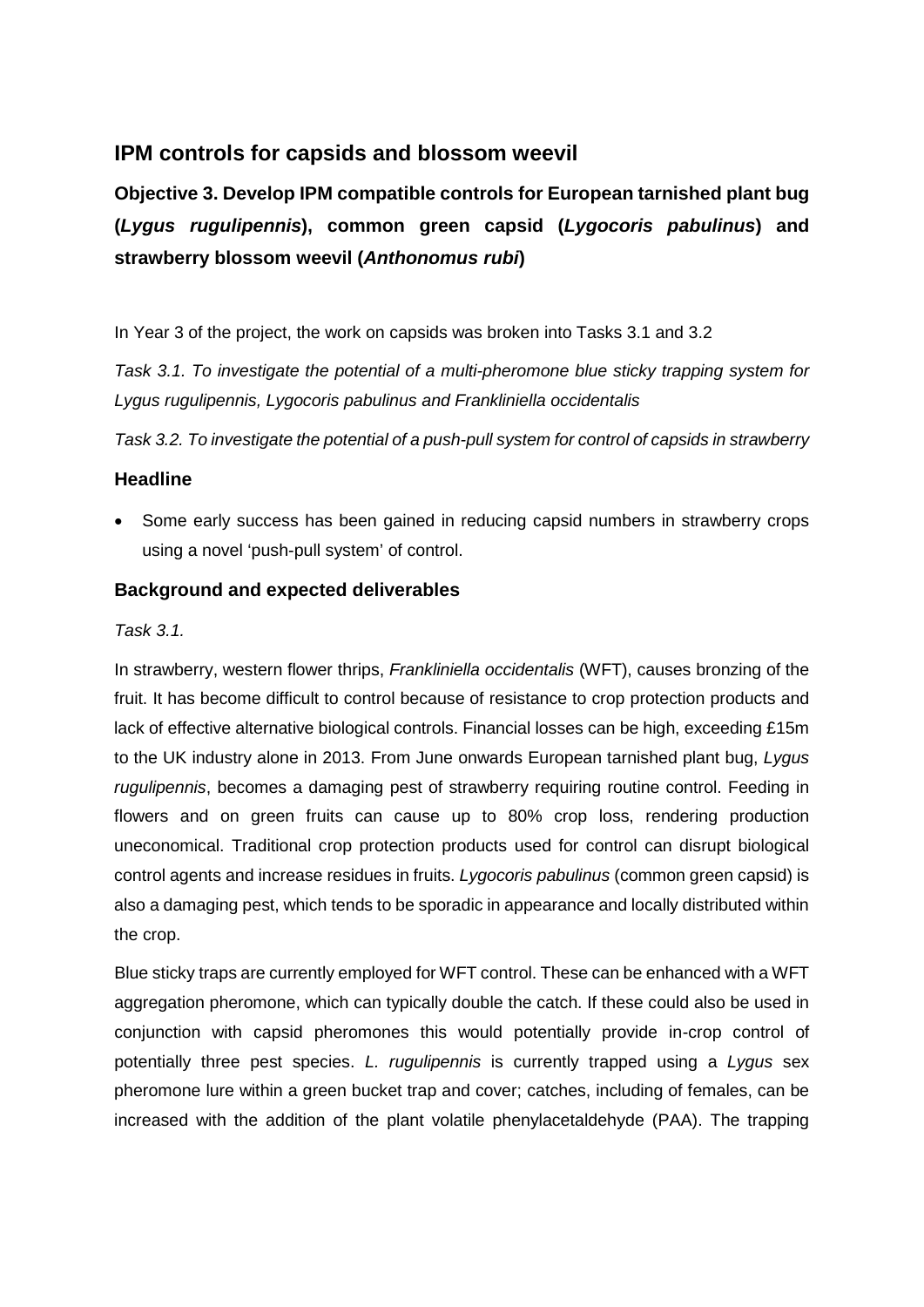## IPM controls for capsids and blossom weevil

### Objective 3. Develop IPM compatible controls for European tarnished plant bug (*Lygus rugulipennis*), common green capsid (*Lygocoris pabulinus*) and strawberry blossom weevil (*Anthonomus rubi*)

In Year 3 of the project, the work on capsids was broken into Tasks 3.1 and 3.2

*Task 3.1. To investigate the potential of a multi-pheromone blue sticky trapping system for Lygus rugulipennis, Lygocoris pabulinus and Frankliniella occidentalis*

*Task 3.2. To investigate the potential of a push-pull system for control of capsids in strawberry*

#### Headline

- Some early success has been gained in reducing capsid numbers in strawberry crops using a novel 'push-pull system' of control.

#### Background and expected deliverables

*Task 3.1.*

In strawberry, western flower thrips, *Frankliniella occidentalis* (WFT), causes bronzing of the fruit. It has become difficult to control because of resistance to crop protection products and lack of effective alternative biological controls. Financial losses can be high, exceeding £15m to the UK industry alone in 2013. From June onwards European tarnished plant bug, *Lygus rugulipennis*, becomes a damaging pest of strawberry requiring routine control. Feeding in flowers and on green fruits can cause up to 80% crop loss, rendering production uneconomical. Traditional crop protection products used for control can disrupt biological control agents and increase residues in fruits. *Lygocoris pabulinus* (common green capsid) is also a damaging pest, which tends to be sporadic in appearance and locally distributed within the crop.

Blue sticky traps are currently employed for WFT control. These can be enhanced with a WFT aggregation pheromone, which can typically double the catch. If these could also be used in conjunction with capsid pheromones this would potentially provide in-crop control of potentially three pest species. *L. rugulipennis* is currently trapped using a *Lygus* sex pheromone lure within a green bucket trap and cover; catches, including of females, can be increased with the addition of the plant volatile phenylacetaldehyde (PAA). The trapping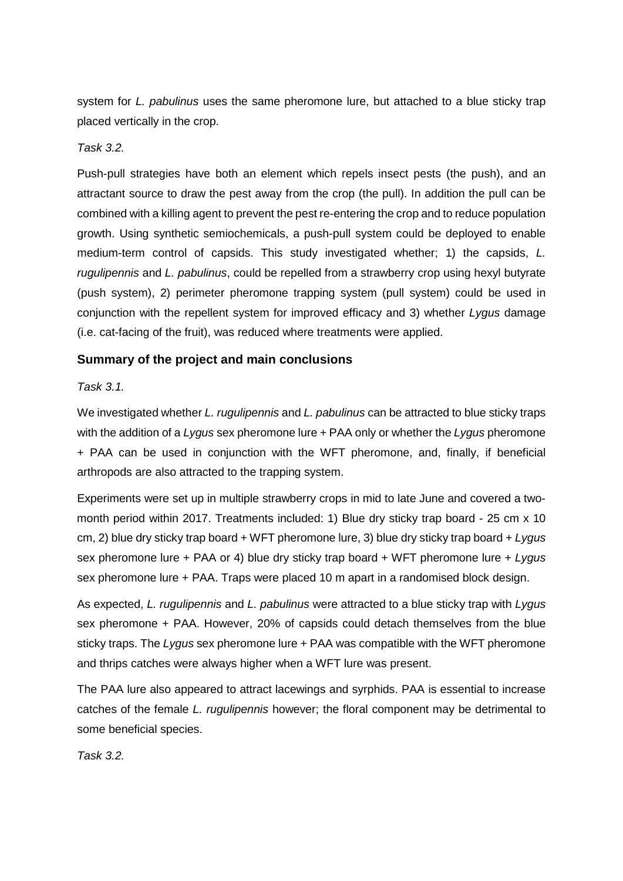system for *L. pabulinus* uses the same pheromone lure, but attached to a blue sticky trap placed vertically in the crop.

*Task 3.2.*

Push-pull strategies have both an element which repels insect pests (the push), and an attractant source to draw the pest away from the crop (the pull). In addition the pull can be combined with a killing agent to prevent the pest re-entering the crop and to reduce population growth. Using synthetic semiochemicals, a push-pull system could be deployed to enable medium-term control of capsids. This study investigated whether; 1) the capsids, *L. rugulipennis* and *L. pabulinus*, could be repelled from a strawberry crop using hexyl butyrate (push system), 2) perimeter pheromone trapping system (pull system) could be used in conjunction with the repellent system for improved efficacy and 3) whether *Lygus* damage (i.e. cat-facing of the fruit), was reduced where treatments were applied.

## Summary of the project and main conclusions

*Task 3.1.*

We investigated whether *L. rugulipennis* and *L. pabulinus* can be attracted to blue sticky traps with the addition of a *Lygus* sex pheromone lure + PAA only or whether the *Lygus* pheromone + PAA can be used in conjunction with the WFT pheromone, and, finally, if beneficial arthropods are also attracted to the trapping system.

Experiments were set up in multiple strawberry crops in mid to late June and covered a two-month period within 2017. Treatments included: 1) Blue dry sticky trap board - 25 cm x 10 cm, 2) blue dry sticky trap board + WFT pheromone lure, 3) blue dry sticky trap board + *Lygus* sex pheromone lure + PAA or 4) blue dry sticky trap board + WFT pheromone lure + *Lygus* sex pheromone lure + PAA. Traps were placed 10 m apart in a randomised block design.

As expected, *L. rugulipennis* and *L. pabulinus* were attracted to a blue sticky trap with *Lygus* sex pheromone + PAA. However, 20% of capsids could detach themselves from the blue sticky traps. The *Lygus* sex pheromone lure + PAA was compatible with the WFT pheromone and thrips catches were always higher when a WFT lure was present.

The PAA lure also appeared to attract lacewings and syrphids. PAA is essential to increase catches of the female *L. rugulipennis* however; the floral component may be detrimental to some beneficial species.

*Task 3.2.*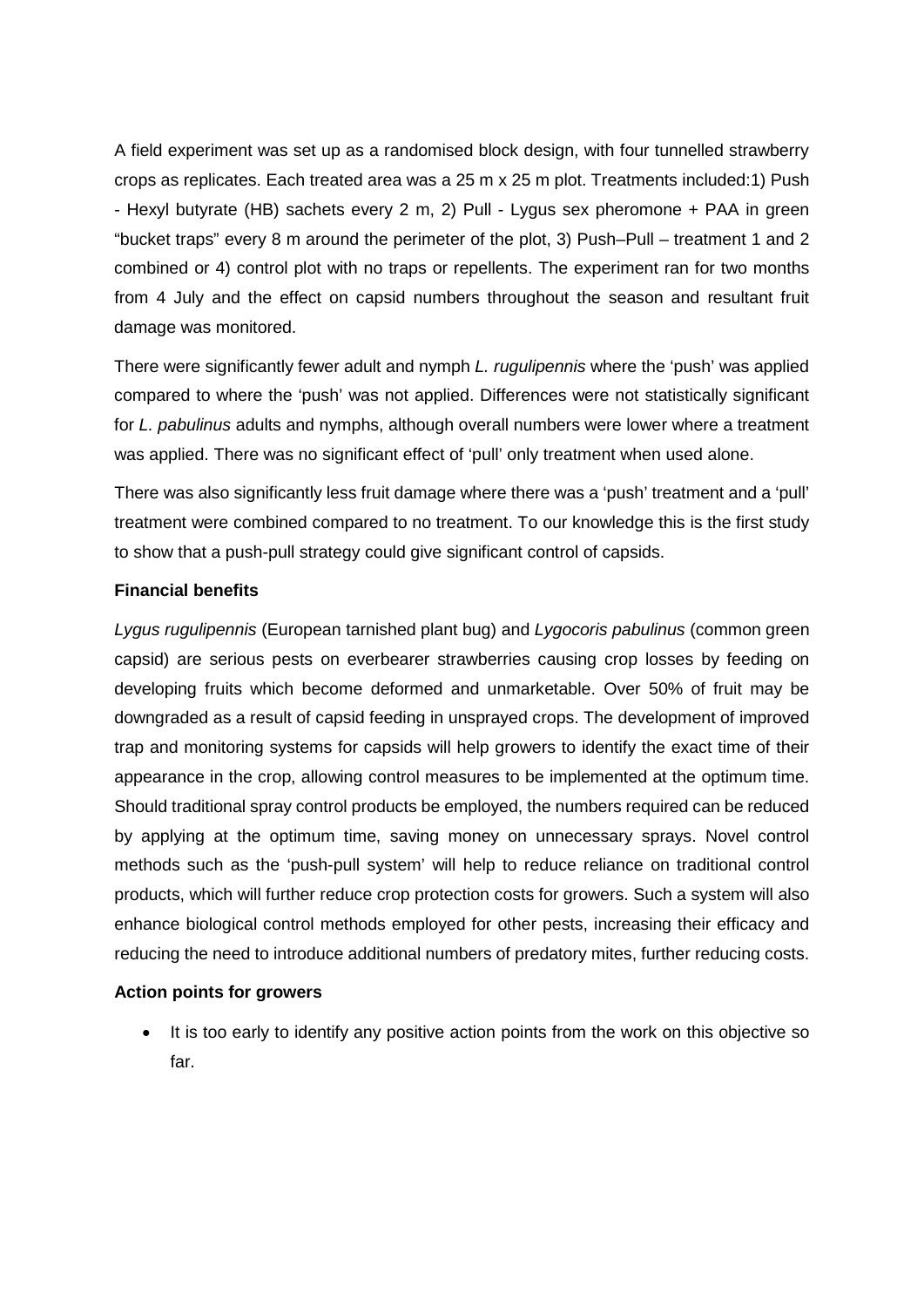A field experiment was set up as a randomised block design, with four tunnelled strawberry crops as replicates. Each treated area was a 25 m x 25 m plot. Treatments included:1) Push - Hexyl butyrate (HB) sachets every 2 m, 2) Pull - Lygus sex pheromone + PAA in green "bucket traps" every 8 m around the perimeter of the plot, 3) Push–Pull – treatment 1 and 2 combined or 4) control plot with no traps or repellents. The experiment ran for two months from 4 July and the effect on capsid numbers throughout the season and resultant fruit damage was monitored.

There were significantly fewer adult and nymph *L. rugulipennis* where the 'push' was applied compared to where the 'push' was not applied. Differences were not statistically significant for *L. pabulinus* adults and nymphs, although overall numbers were lower where a treatment was applied. There was no significant effect of 'pull' only treatment when used alone.

There was also significantly less fruit damage where there was a 'push' treatment and a 'pull' treatment were combined compared to no treatment. To our knowledge this is the first study to show that a push-pull strategy could give significant control of capsids.

**Financial benefits**

*Lygus rugulipennis* (European tarnished plant bug) and *Lygocoris pabulinus* (common green capsid) are serious pests on everbearer strawberries causing crop losses by feeding on developing fruits which become deformed and unmarketable. Over 50% of fruit may be downgraded as a result of capsid feeding in unsprayed crops. The development of improved trap and monitoring systems for capsids will help growers to identify the exact time of their appearance in the crop, allowing control measures to be implemented at the optimum time. Should traditional spray control products be employed, the numbers required can be reduced by applying at the optimum time, saving money on unnecessary sprays. Novel control methods such as the 'push-pull system' will help to reduce reliance on traditional control products, which will further reduce crop protection costs for growers. Such a system will also enhance biological control methods employed for other pests, increasing their efficacy and reducing the need to introduce additional numbers of predatory mites, further reducing costs.

**Action points for growers**

- It is too early to identify any positive action points from the work on this objective so far.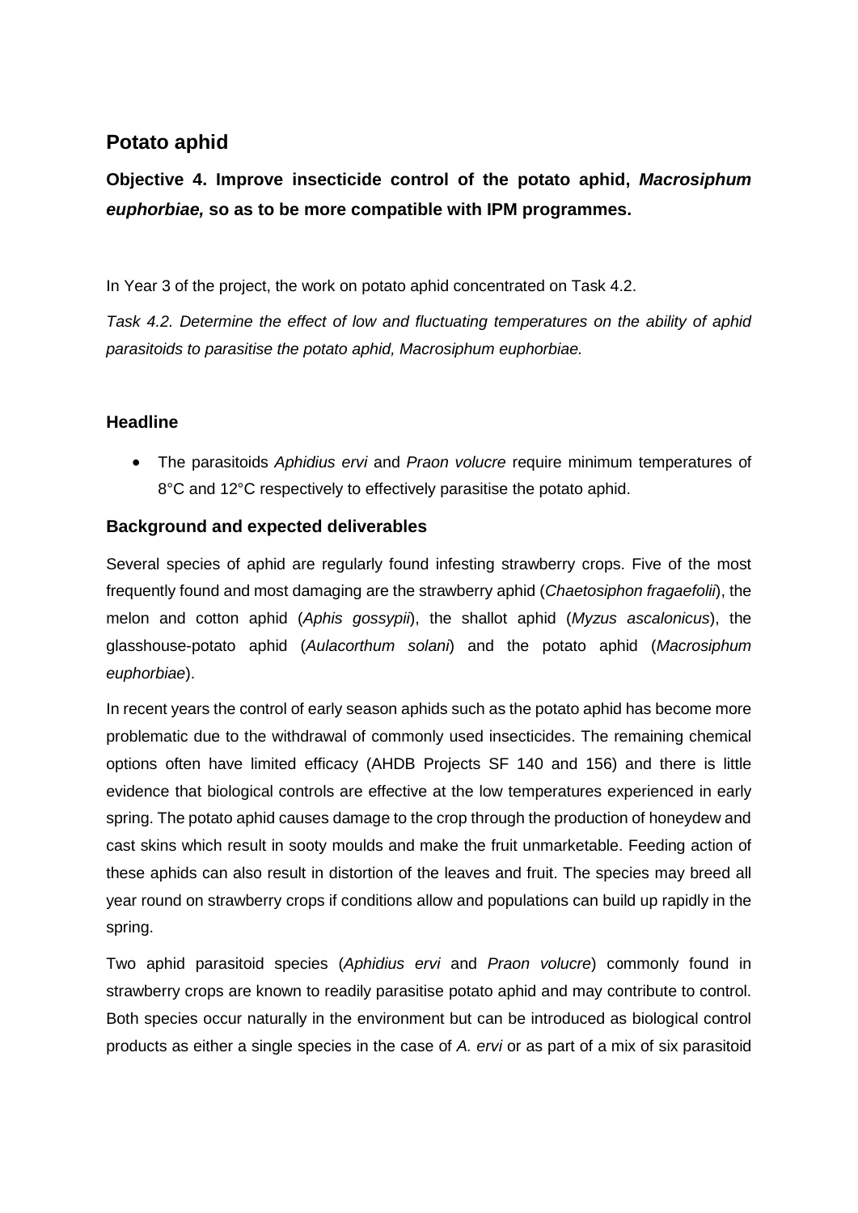## Potato aphid

### Objective 4. Improve insecticide control of the potato aphid, *Macrosiphum euphorbiae,* so as to be more compatible with IPM programmes.

In Year 3 of the project, the work on potato aphid concentrated on Task 4.2.

*Task 4.2. Determine the effect of low and fluctuating temperatures on the ability of aphid parasitoids to parasitise the potato aphid, Macrosiphum euphorbiae.*

### Headline

- The parasitoids *Aphidius ervi* and *Praon volucre* require minimum temperatures of 8°C and 12°C respectively to effectively parasitise the potato aphid.

### Background and expected deliverables

Several species of aphid are regularly found infesting strawberry crops. Five of the most frequently found and most damaging are the strawberry aphid (*Chaetosiphon fragaefolii*), the melon and cotton aphid (*Aphis gossypii*), the shallot aphid (*Myzus ascalonicus*), the glasshouse-potato aphid (*Aulacorthum solani*) and the potato aphid (*Macrosiphum euphorbiae*).

In recent years the control of early season aphids such as the potato aphid has become more problematic due to the withdrawal of commonly used insecticides. The remaining chemical options often have limited efficacy (AHDB Projects SF 140 and 156) and there is little evidence that biological controls are effective at the low temperatures experienced in early spring. The potato aphid causes damage to the crop through the production of honeydew and cast skins which result in sooty moulds and make the fruit unmarketable. Feeding action of these aphids can also result in distortion of the leaves and fruit. The species may breed all year round on strawberry crops if conditions allow and populations can build up rapidly in the spring.

Two aphid parasitoid species (*Aphidius ervi* and *Praon volucre*) commonly found in strawberry crops are known to readily parasitise potato aphid and may contribute to control. Both species occur naturally in the environment but can be introduced as biological control products as either a single species in the case of *A. ervi* or as part of a mix of six parasitoid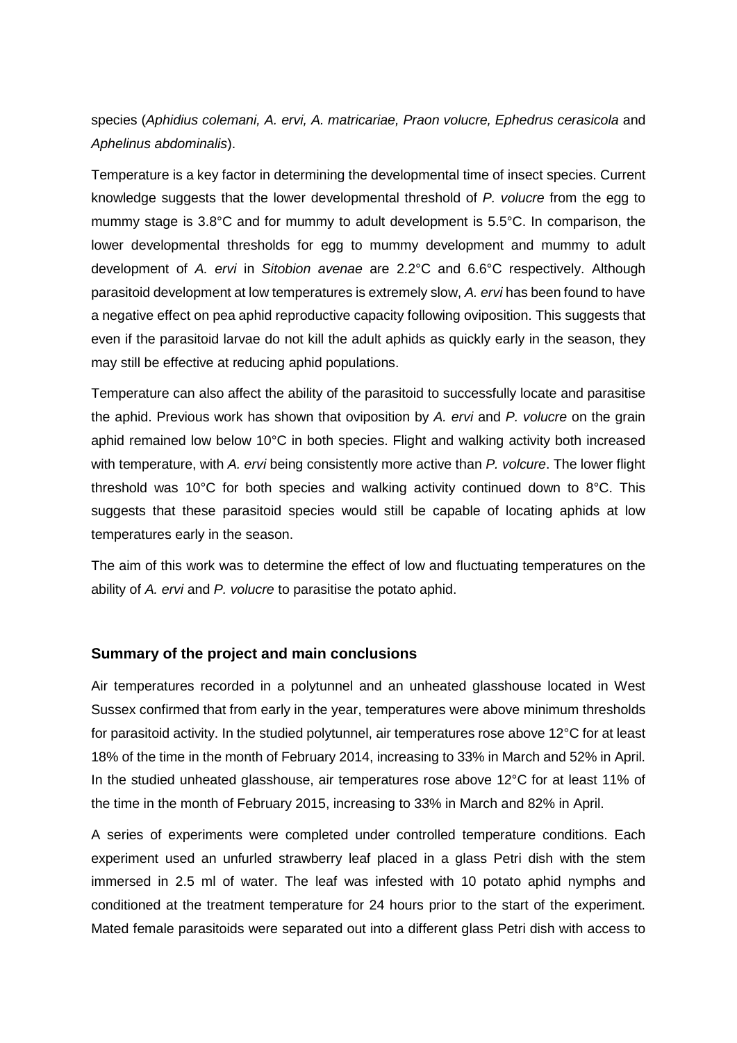species (*Aphidius colemani, A. ervi, A. matricariae, Praon volucre, Ephedrus cerasicola* and *Aphelinus abdominalis*).

Temperature is a key factor in determining the developmental time of insect species. Current knowledge suggests that the lower developmental threshold of *P. volucre* from the egg to mummy stage is 3.8°C and for mummy to adult development is 5.5°C. In comparison, the lower developmental thresholds for egg to mummy development and mummy to adult development of *A. ervi* in *Sitobion avenae* are 2.2°C and 6.6°C respectively. Although parasitoid development at low temperatures is extremely slow, *A. ervi* has been found to have a negative effect on pea aphid reproductive capacity following oviposition. This suggests that even if the parasitoid larvae do not kill the adult aphids as quickly early in the season, they may still be effective at reducing aphid populations.

Temperature can also affect the ability of the parasitoid to successfully locate and parasitise the aphid. Previous work has shown that oviposition by *A. ervi* and *P. volucre* on the grain aphid remained low below 10°C in both species. Flight and walking activity both increased with temperature, with *A. ervi* being consistently more active than *P. volcure*. The lower flight threshold was 10°C for both species and walking activity continued down to 8°C. This suggests that these parasitoid species would still be capable of locating aphids at low temperatures early in the season.

The aim of this work was to determine the effect of low and fluctuating temperatures on the ability of *A. ervi* and *P. volucre* to parasitise the potato aphid.

## Summary of the project and main conclusions

Air temperatures recorded in a polytunnel and an unheated glasshouse located in West Sussex confirmed that from early in the year, temperatures were above minimum thresholds for parasitoid activity. In the studied polytunnel, air temperatures rose above 12°C for at least 18% of the time in the month of February 2014, increasing to 33% in March and 52% in April. In the studied unheated glasshouse, air temperatures rose above 12°C for at least 11% of the time in the month of February 2015, increasing to 33% in March and 82% in April.

A series of experiments were completed under controlled temperature conditions. Each experiment used an unfurled strawberry leaf placed in a glass Petri dish with the stem immersed in 2.5 ml of water. The leaf was infested with 10 potato aphid nymphs and conditioned at the treatment temperature for 24 hours prior to the start of the experiment. Mated female parasitoids were separated out into a different glass Petri dish with access to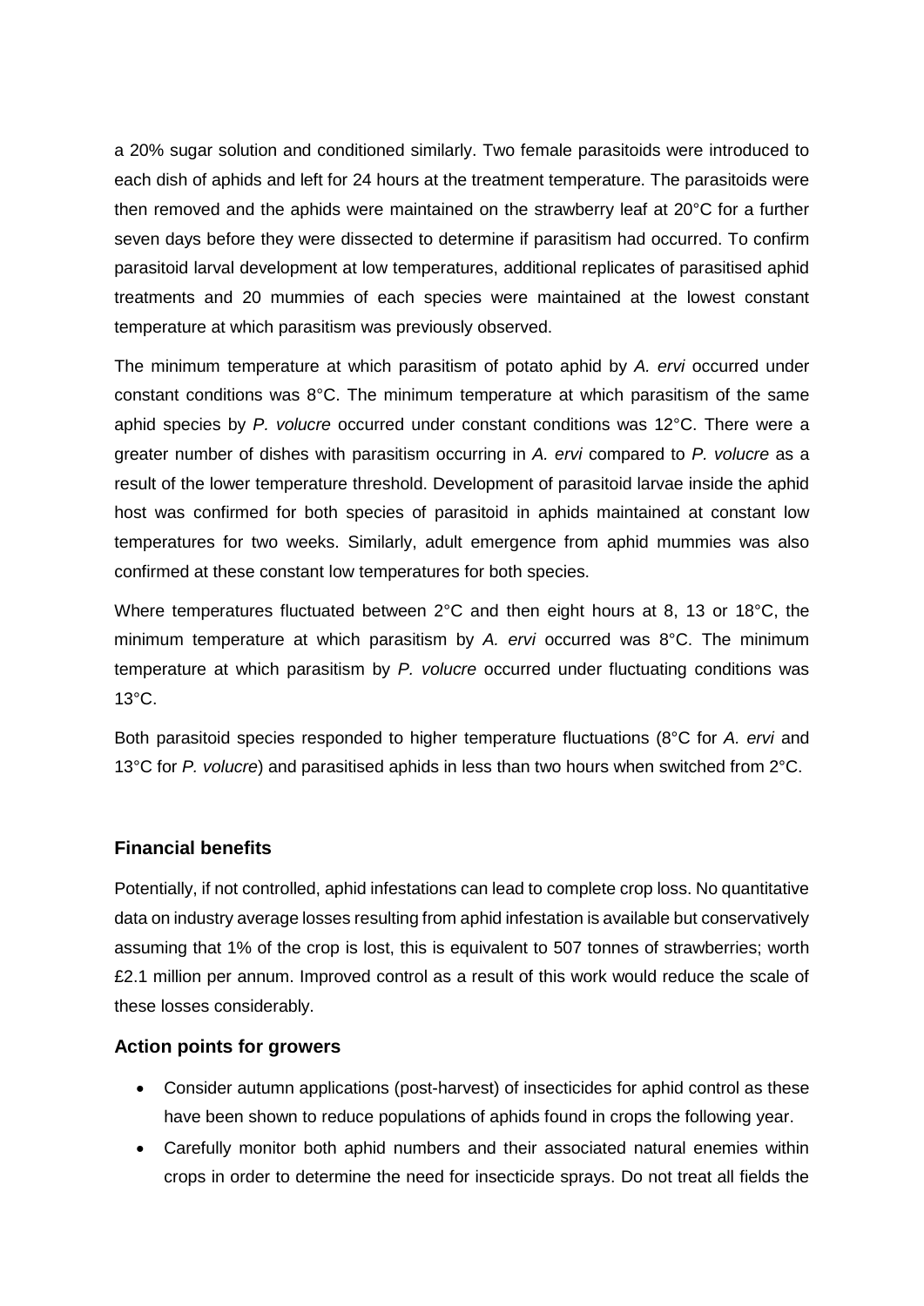a 20% sugar solution and conditioned similarly. Two female parasitoids were introduced to each dish of aphids and left for 24 hours at the treatment temperature. The parasitoids were then removed and the aphids were maintained on the strawberry leaf at 20°C for a further seven days before they were dissected to determine if parasitism had occurred. To confirm parasitoid larval development at low temperatures, additional replicates of parasitised aphid treatments and 20 mummies of each species were maintained at the lowest constant temperature at which parasitism was previously observed.

The minimum temperature at which parasitism of potato aphid by *A. ervi* occurred under constant conditions was 8°C. The minimum temperature at which parasitism of the same aphid species by *P. volucre* occurred under constant conditions was 12°C. There were a greater number of dishes with parasitism occurring in *A. ervi* compared to *P. volucre* as a result of the lower temperature threshold. Development of parasitoid larvae inside the aphid host was confirmed for both species of parasitoid in aphids maintained at constant low temperatures for two weeks. Similarly, adult emergence from aphid mummies was also confirmed at these constant low temperatures for both species.

Where temperatures fluctuated between 2°C and then eight hours at 8, 13 or 18°C, the minimum temperature at which parasitism by *A. ervi* occurred was 8°C. The minimum temperature at which parasitism by *P. volucre* occurred under fluctuating conditions was 13°C.

Both parasitoid species responded to higher temperature fluctuations (8°C for *A. ervi* and 13°C for *P. volucre*) and parasitised aphids in less than two hours when switched from 2°C.

### Financial benefits

Potentially, if not controlled, aphid infestations can lead to complete crop loss. No quantitative data on industry average losses resulting from aphid infestation is available but conservatively assuming that 1% of the crop is lost, this is equivalent to 507 tonnes of strawberries; worth £2.1 million per annum. Improved control as a result of this work would reduce the scale of these losses considerably.

### Action points for growers

- Consider autumn applications (post-harvest) of insecticides for aphid control as these have been shown to reduce populations of aphids found in crops the following year.
- Carefully monitor both aphid numbers and their associated natural enemies within crops in order to determine the need for insecticide sprays. Do not treat all fields the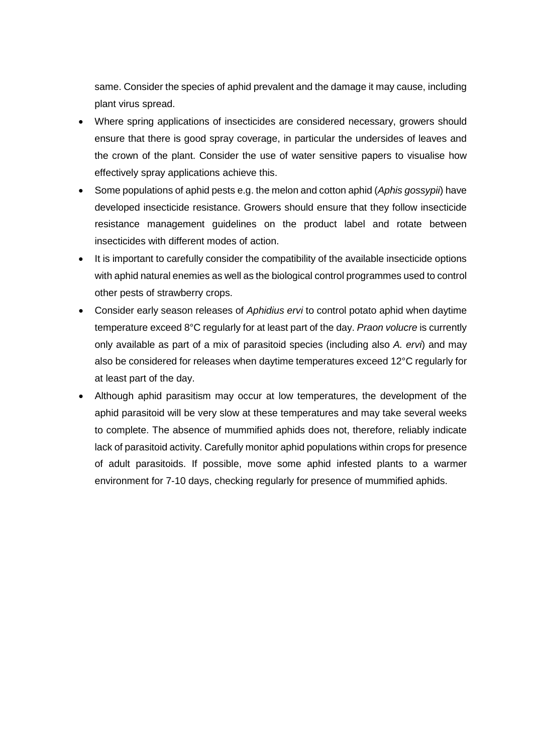same. Consider the species of aphid prevalent and the damage it may cause, including plant virus spread.

- Where spring applications of insecticides are considered necessary, growers should ensure that there is good spray coverage, in particular the undersides of leaves and the crown of the plant. Consider the use of water sensitive papers to visualise how effectively spray applications achieve this.
- Some populations of aphid pests e.g. the melon and cotton aphid (*Aphis gossypii*) have developed insecticide resistance. Growers should ensure that they follow insecticide resistance management guidelines on the product label and rotate between insecticides with different modes of action.
- It is important to carefully consider the compatibility of the available insecticide options with aphid natural enemies as well as the biological control programmes used to control other pests of strawberry crops.
- Consider early season releases of *Aphidius ervi* to control potato aphid when daytime temperature exceed 8°C regularly for at least part of the day. *Praon volucre* is currently only available as part of a mix of parasitoid species (including also *A. ervi*) and may also be considered for releases when daytime temperatures exceed 12°C regularly for at least part of the day.
- Although aphid parasitism may occur at low temperatures, the development of the aphid parasitoid will be very slow at these temperatures and may take several weeks to complete. The absence of mummified aphids does not, therefore, reliably indicate lack of parasitoid activity. Carefully monitor aphid populations within crops for presence of adult parasitoids. If possible, move some aphid infested plants to a warmer environment for 7-10 days, checking regularly for presence of mummified aphids.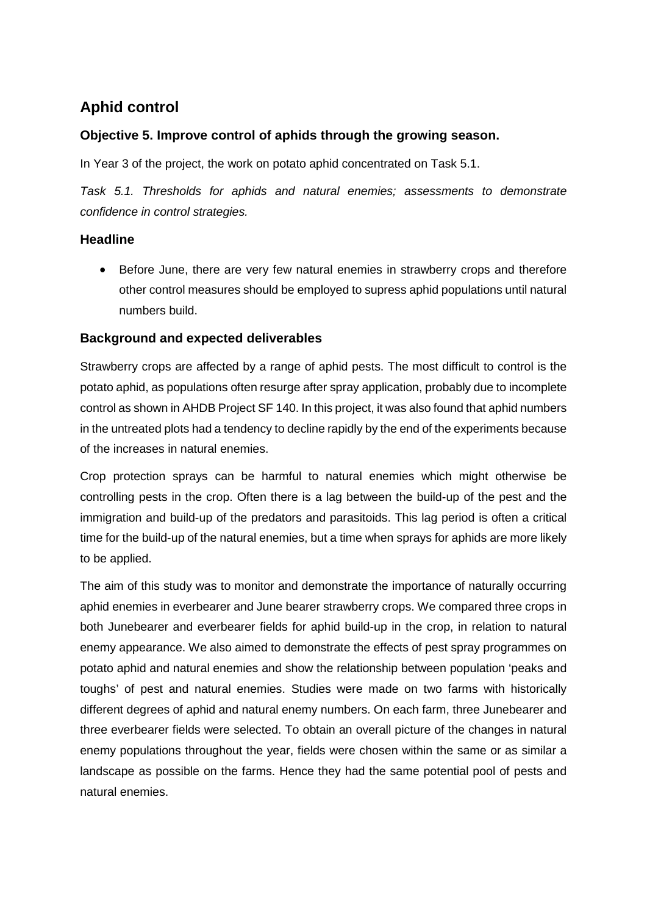## Aphid control

### Objective 5. Improve control of aphids through the growing season.

In Year 3 of the project, the work on potato aphid concentrated on Task 5.1.

*Task 5.1. Thresholds for aphids and natural enemies; assessments to demonstrate confidence in control strategies.*

### Headline

- Before June, there are very few natural enemies in strawberry crops and therefore other control measures should be employed to supress aphid populations until natural numbers build.

### Background and expected deliverables

Strawberry crops are affected by a range of aphid pests. The most difficult to control is the potato aphid, as populations often resurge after spray application, probably due to incomplete control as shown in AHDB Project SF 140. In this project, it was also found that aphid numbers in the untreated plots had a tendency to decline rapidly by the end of the experiments because of the increases in natural enemies.

Crop protection sprays can be harmful to natural enemies which might otherwise be controlling pests in the crop. Often there is a lag between the build-up of the pest and the immigration and build-up of the predators and parasitoids. This lag period is often a critical time for the build-up of the natural enemies, but a time when sprays for aphids are more likely to be applied.

The aim of this study was to monitor and demonstrate the importance of naturally occurring aphid enemies in everbearer and June bearer strawberry crops. We compared three crops in both Junebearer and everbearer fields for aphid build-up in the crop, in relation to natural enemy appearance. We also aimed to demonstrate the effects of pest spray programmes on potato aphid and natural enemies and show the relationship between population 'peaks and toughs' of pest and natural enemies. Studies were made on two farms with historically different degrees of aphid and natural enemy numbers. On each farm, three Junebearer and three everbearer fields were selected. To obtain an overall picture of the changes in natural enemy populations throughout the year, fields were chosen within the same or as similar a landscape as possible on the farms. Hence they had the same potential pool of pests and natural enemies.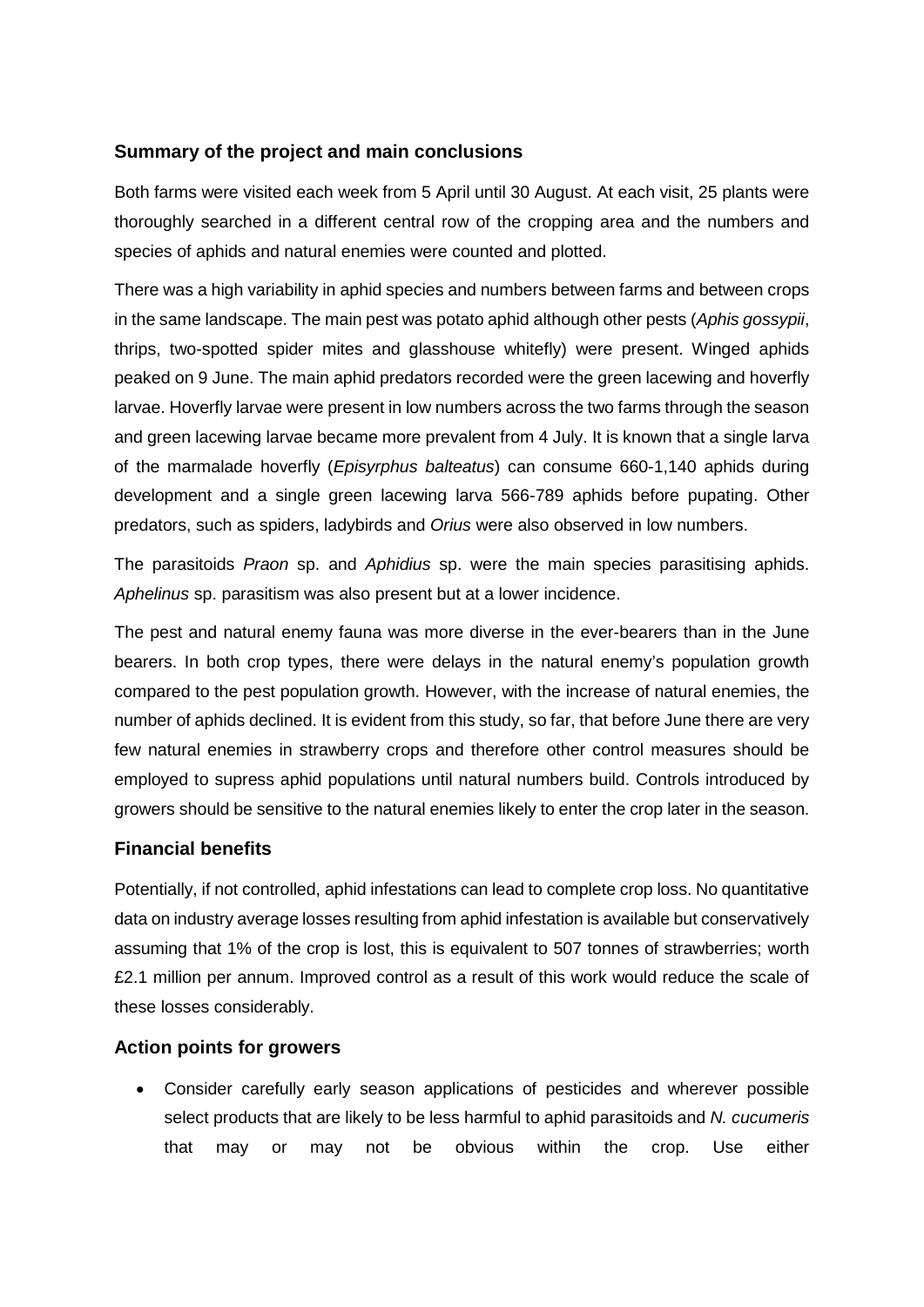## Summary of the project and main conclusions

Both farms were visited each week from 5 April until 30 August. At each visit, 25 plants were thoroughly searched in a different central row of the cropping area and the numbers and species of aphids and natural enemies were counted and plotted.

There was a high variability in aphid species and numbers between farms and between crops in the same landscape. The main pest was potato aphid although other pests (*Aphis gossypii*, thrips, two-spotted spider mites and glasshouse whitefly) were present. Winged aphids peaked on 9 June. The main aphid predators recorded were the green lacewing and hoverfly larvae. Hoverfly larvae were present in low numbers across the two farms through the season and green lacewing larvae became more prevalent from 4 July. It is known that a single larva of the marmalade hoverfly (*Episyrphus balteatus*) can consume 660-1,140 aphids during development and a single green lacewing larva 566-789 aphids before pupating. Other predators, such as spiders, ladybirds and *Orius* were also observed in low numbers.

The parasitoids *Praon* sp. and *Aphidius* sp. were the main species parasitising aphids. *Aphelinus* sp. parasitism was also present but at a lower incidence.

The pest and natural enemy fauna was more diverse in the ever-bearers than in the June bearers. In both crop types, there were delays in the natural enemy's population growth compared to the pest population growth. However, with the increase of natural enemies, the number of aphids declined. It is evident from this study, so far, that before June there are very few natural enemies in strawberry crops and therefore other control measures should be employed to supress aphid populations until natural numbers build. Controls introduced by growers should be sensitive to the natural enemies likely to enter the crop later in the season.

## Financial benefits

Potentially, if not controlled, aphid infestations can lead to complete crop loss. No quantitative data on industry average losses resulting from aphid infestation is available but conservatively assuming that 1% of the crop is lost, this is equivalent to 507 tonnes of strawberries; worth £2.1 million per annum. Improved control as a result of this work would reduce the scale of these losses considerably.

## Action points for growers

- Consider carefully early season applications of pesticides and wherever possible select products that are likely to be less harmful to aphid parasitoids and *N. cucumeris* that may or may not be obvious within the crop. Use either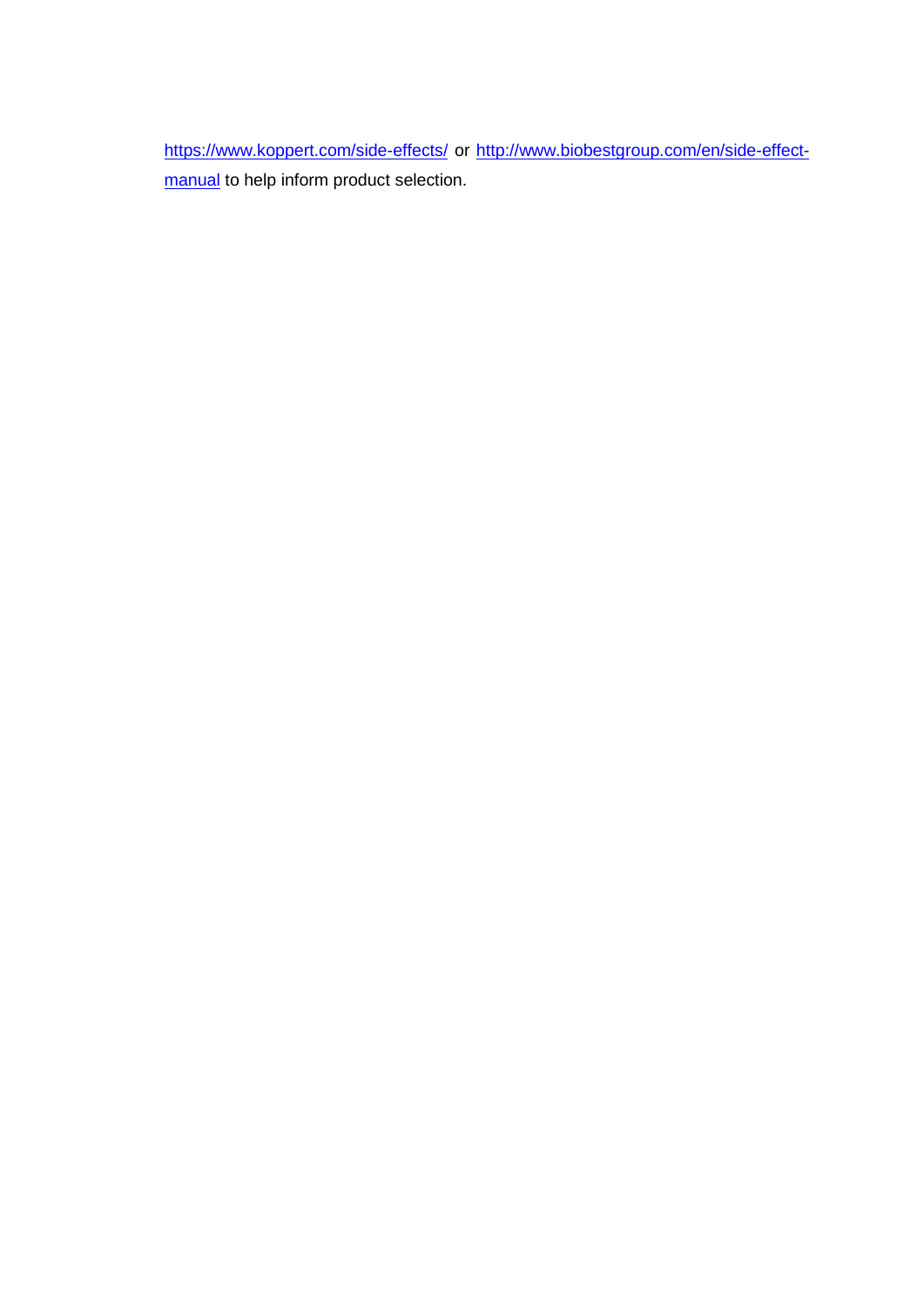https://www.koppert.com/side-effects/ or http://www.biobestgroup.com/en/side-effect-manual to help inform product selection.